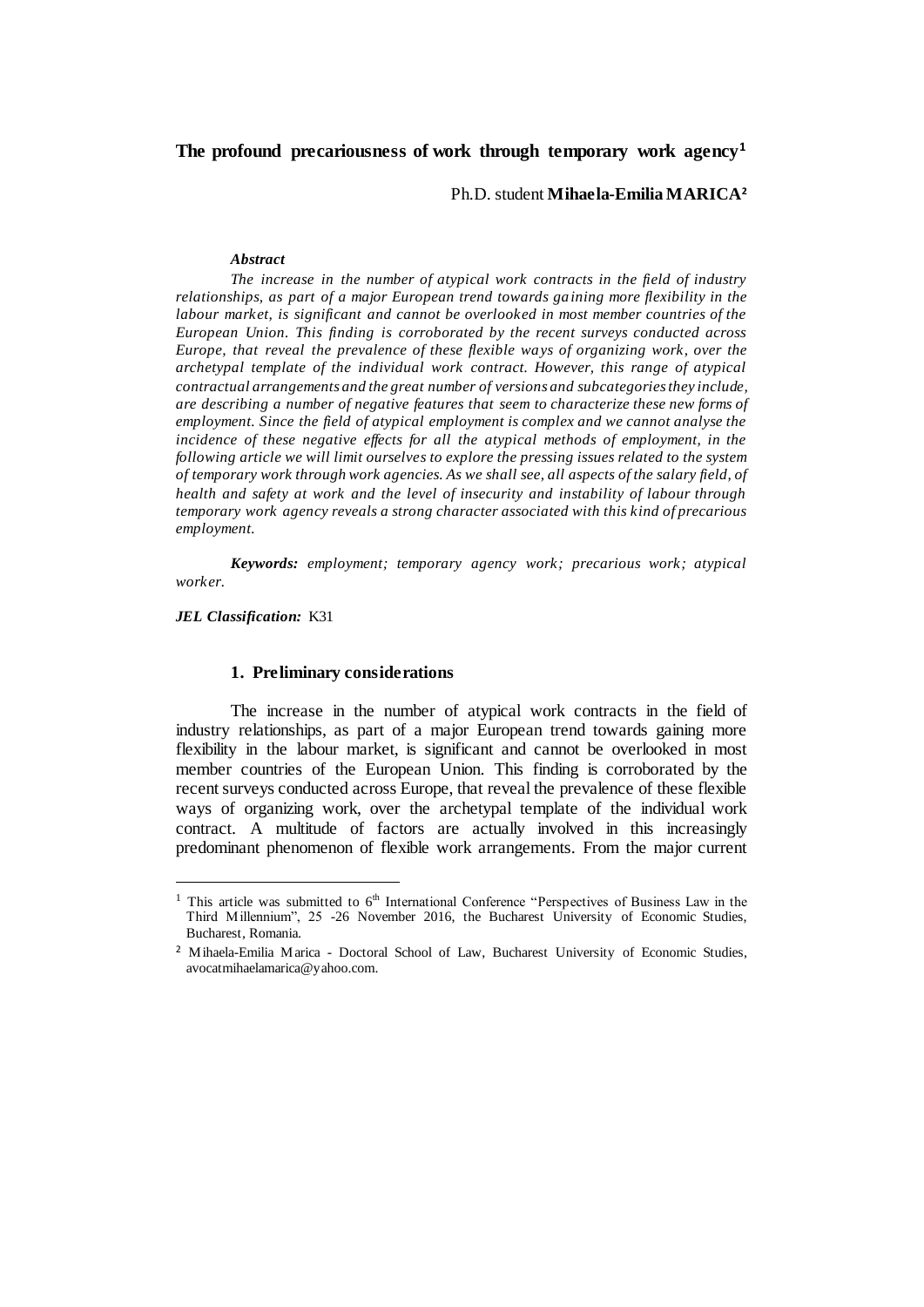# The profound precariousness of work through temporary work agency[1]

Ph.D. student **Mihaela-Emilia MARICA**[2]

***Abstract***

*The increase in the number of atypical work contracts in the field of industry relationships, as part of a major European trend towards gaining more flexibility in the labour market, is significant and cannot be overlooked in most member countries of the European Union. This finding is corroborated by the recent surveys conducted across Europe, that reveal the prevalence of these flexible ways of organizing work, over the archetypal template of the individual work contract. However, this range of atypical contractual arrangements and the great number of versions and subcategories they include, are describing a number of negative features that seem to characterize these new forms of employment. Since the field of atypical employment is complex and we cannot analyse the incidence of these negative effects for all the atypical methods of employment, in the following article we will limit ourselves to explore the pressing issues related to the system of temporary work through work agencies. As we shall see, all aspects of the salary field, of health and safety at work and the level of insecurity and instability of labour through temporary work agency reveals a strong character associated with this kind of precarious employment.*

***Keywords:*** *employment; temporary agency work; precarious work; atypical worker.*

***JEL Classification:*** K31

## 1. Preliminary considerations

The increase in the number of atypical work contracts in the field of industry relationships, as part of a major European trend towards gaining more flexibility in the labour market, is significant and cannot be overlooked in most member countries of the European Union. This finding is corroborated by the recent surveys conducted across Europe, that reveal the prevalence of these flexible ways of organizing work, over the archetypal template of the individual work contract. A multitude of factors are actually involved in this increasingly predominant phenomenon of flexible work arrangements. From the major current

---

[1] This article was submitted to 6th International Conference "Perspectives of Business Law in the Third Millennium", 25 -26 November 2016, the Bucharest University of Economic Studies, Bucharest, Romania.

[2] Mihaela-Emilia Marica - Doctoral School of Law, Bucharest University of Economic Studies, avocatmihaelamarica@yahoo.com.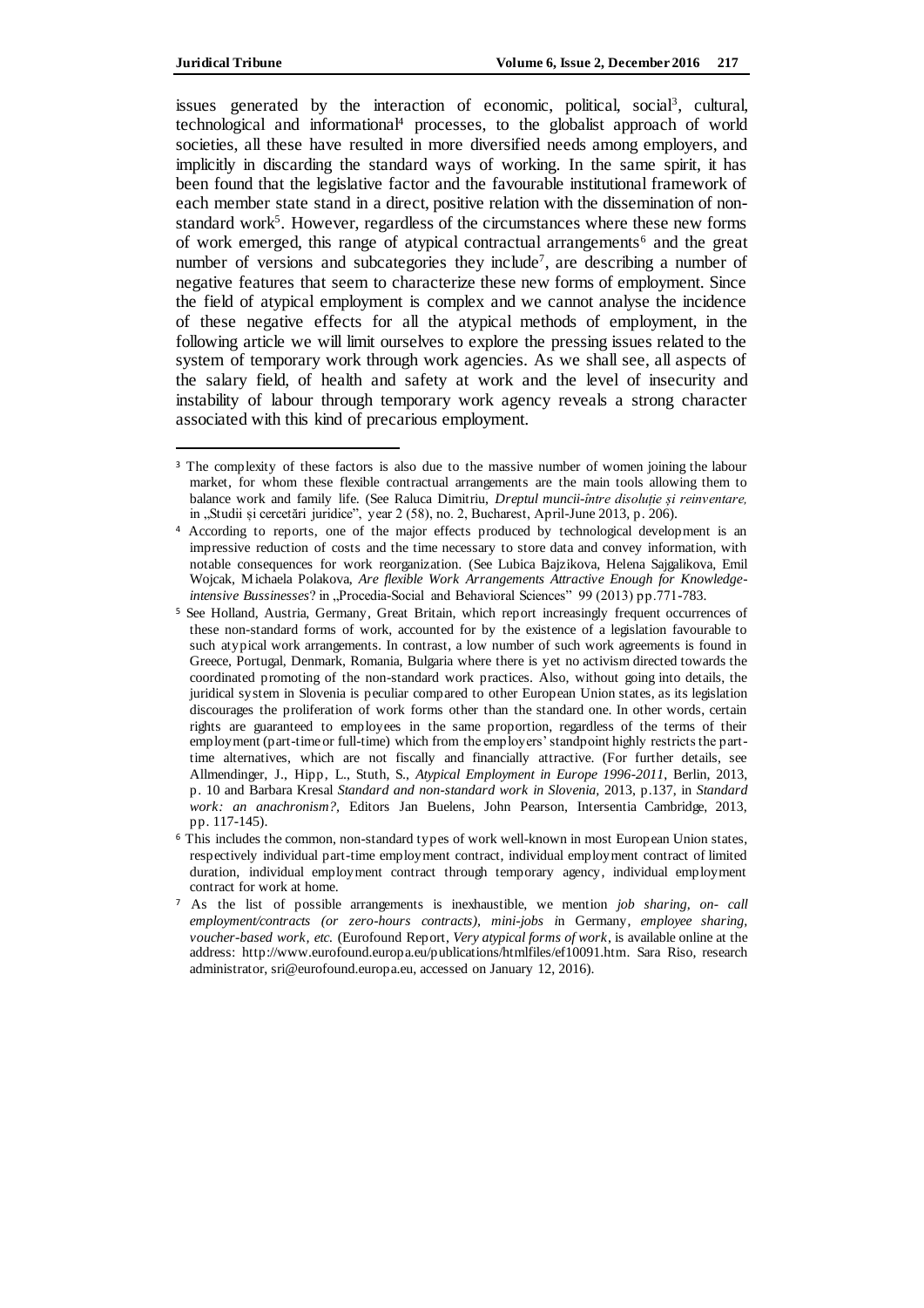issues generated by the interaction of economic, political, social[3], cultural, technological and informational[4] processes, to the globalist approach of world societies, all these have resulted in more diversified needs among employers, and implicitly in discarding the standard ways of working. In the same spirit, it has been found that the legislative factor and the favourable institutional framework of each member state stand in a direct, positive relation with the dissemination of non-standard work[5]. However, regardless of the circumstances where these new forms of work emerged, this range of atypical contractual arrangements[6] and the great number of versions and subcategories they include[7], are describing a number of negative features that seem to characterize these new forms of employment. Since the field of atypical employment is complex and we cannot analyse the incidence of these negative effects for all the atypical methods of employment, in the following article we will limit ourselves to explore the pressing issues related to the system of temporary work through work agencies. As we shall see, all aspects of the salary field, of health and safety at work and the level of insecurity and instability of labour through temporary work agency reveals a strong character associated with this kind of precarious employment.

---

[3] The complexity of these factors is also due to the massive number of women joining the labour market, for whom these flexible contractual arrangements are the main tools allowing them to balance work and family life. (See Raluca Dimitriu, *Dreptul muncii-între disoluție și reinventare,* in „Studii și cercetări juridice", year 2 (58), no. 2, Bucharest, April-June 2013, p. 206).

[4] According to reports, one of the major effects produced by technological development is an impressive reduction of costs and the time necessary to store data and convey information, with notable consequences for work reorganization. (See Lubica Bajzikova, Helena Sajgalikova, Emil Wojcak, Michaela Polakova, *Are flexible Work Arrangements Attractive Enough for Knowledge-intensive Bussinesses*? in „Procedia-Social and Behavioral Sciences" 99 (2013) pp.771-783.

[5] See Holland, Austria, Germany, Great Britain, which report increasingly frequent occurrences of these non-standard forms of work, accounted for by the existence of a legislation favourable to such atypical work arrangements. In contrast, a low number of such work agreements is found in Greece, Portugal, Denmark, Romania, Bulgaria where there is yet no activism directed towards the coordinated promoting of the non-standard work practices. Also, without going into details, the juridical system in Slovenia is peculiar compared to other European Union states, as its legislation discourages the proliferation of work forms other than the standard one. In other words, certain rights are guaranteed to employees in the same proportion, regardless of the terms of their employment (part-time or full-time) which from the employers' standpoint highly restricts the part-time alternatives, which are not fiscally and financially attractive. (For further details, see Allmendinger, J., Hipp, L., Stuth, S., *Atypical Employment in Europe 1996-2011*, Berlin, 2013, p. 10 and Barbara Kresal *Standard and non-standard work in Slovenia*, 2013, p.137, in *Standard work: an anachronism?,* Editors Jan Buelens, John Pearson, Intersentia Cambridge, 2013, pp. 117-145).

[6] This includes the common, non-standard types of work well-known in most European Union states, respectively individual part-time employment contract, individual employment contract of limited duration, individual employment contract through temporary agency, individual employment contract for work at home.

[7] As the list of possible arrangements is inexhaustible, we mention *job sharing, on- call employment/contracts (or zero-hours contracts), mini-jobs i*n Germany, *employee sharing, voucher-based work, etc.* (Eurofound Report, *Very atypical forms of work*, is available online at the address: http://www.eurofound.europa.eu/publications/htmlfiles/ef10091.htm. Sara Riso, research administrator, sri@eurofound.europa.eu, accessed on January 12, 2016).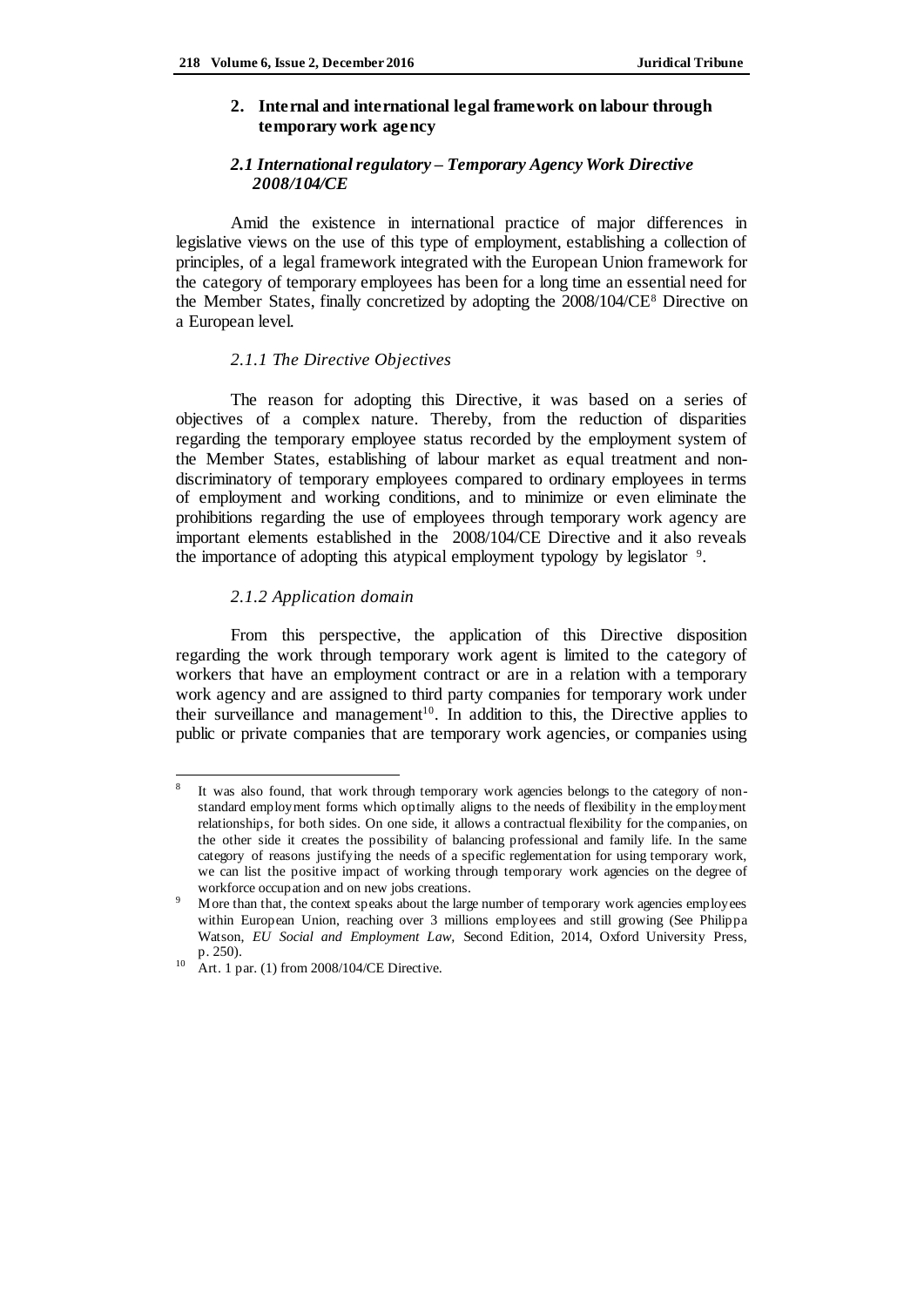## 2. Internal and international legal framework on labour through temporary work agency

### *2.1 International regulatory – Temporary Agency Work Directive 2008/104/CE*

Amid the existence in international practice of major differences in legislative views on the use of this type of employment, establishing a collection of principles, of a legal framework integrated with the European Union framework for the category of temporary employees has been for a long time an essential need for the Member States, finally concretized by adopting the 2008/104/CE[8] Directive on a European level.

#### *2.1.1 The Directive Objectives*

The reason for adopting this Directive, it was based on a series of objectives of a complex nature. Thereby, from the reduction of disparities regarding the temporary employee status recorded by the employment system of the Member States, establishing of labour market as equal treatment and non-discriminatory of temporary employees compared to ordinary employees in terms of employment and working conditions, and to minimize or even eliminate the prohibitions regarding the use of employees through temporary work agency are important elements established in the 2008/104/CE Directive and it also reveals the importance of adopting this atypical employment typology by legislator [9].

#### *2.1.2 Application domain*

From this perspective, the application of this Directive disposition regarding the work through temporary work agent is limited to the category of workers that have an employment contract or are in a relation with a temporary work agency and are assigned to third party companies for temporary work under their surveillance and management[10]. In addition to this, the Directive applies to public or private companies that are temporary work agencies, or companies using

---

[8] It was also found, that work through temporary work agencies belongs to the category of non-standard employment forms which optimally aligns to the needs of flexibility in the employment relationships, for both sides. On one side, it allows a contractual flexibility for the companies, on the other side it creates the possibility of balancing professional and family life. In the same category of reasons justifying the needs of a specific reglementation for using temporary work, we can list the positive impact of working through temporary work agencies on the degree of workforce occupation and on new jobs creations.

[9] More than that, the context speaks about the large number of temporary work agencies employees within European Union, reaching over 3 millions employees and still growing (See Philippa Watson, *EU Social and Employment Law,* Second Edition, 2014, Oxford University Press, p. 250).

[10] Art. 1 par. (1) from 2008/104/CE Directive.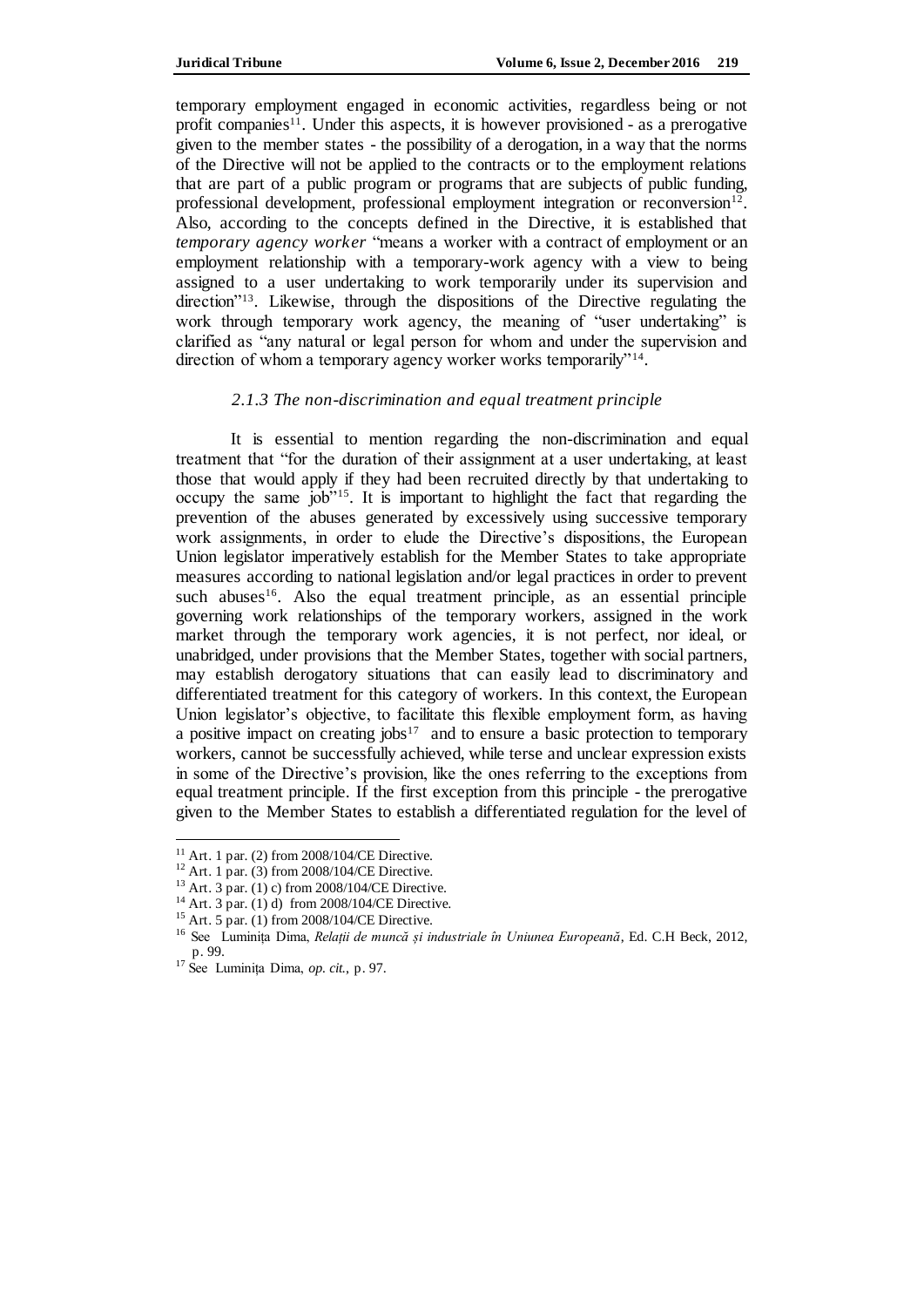temporary employment engaged in economic activities, regardless being or not profit companies[11]. Under this aspects, it is however provisioned - as a prerogative given to the member states - the possibility of a derogation, in a way that the norms of the Directive will not be applied to the contracts or to the employment relations that are part of a public program or programs that are subjects of public funding, professional development, professional employment integration or reconversion[12]. Also, according to the concepts defined in the Directive, it is established that *temporary agency worker* "means a worker with a contract of employment or an employment relationship with a temporary-work agency with a view to being assigned to a user undertaking to work temporarily under its supervision and direction"[13]. Likewise, through the dispositions of the Directive regulating the work through temporary work agency, the meaning of "user undertaking" is clarified as "any natural or legal person for whom and under the supervision and direction of whom a temporary agency worker works temporarily"[14].

#### *2.1.3 The non-discrimination and equal treatment principle*

It is essential to mention regarding the non-discrimination and equal treatment that "for the duration of their assignment at a user undertaking, at least those that would apply if they had been recruited directly by that undertaking to occupy the same job"[15]. It is important to highlight the fact that regarding the prevention of the abuses generated by excessively using successive temporary work assignments, in order to elude the Directive's dispositions, the European Union legislator imperatively establish for the Member States to take appropriate measures according to national legislation and/or legal practices in order to prevent such abuses[16]. Also the equal treatment principle, as an essential principle governing work relationships of the temporary workers, assigned in the work market through the temporary work agencies, it is not perfect, nor ideal, or unabridged, under provisions that the Member States, together with social partners, may establish derogatory situations that can easily lead to discriminatory and differentiated treatment for this category of workers. In this context, the European Union legislator's objective, to facilitate this flexible employment form, as having a positive impact on creating jobs[17] and to ensure a basic protection to temporary workers, cannot be successfully achieved, while terse and unclear expression exists in some of the Directive's provision, like the ones referring to the exceptions from equal treatment principle. If the first exception from this principle - the prerogative given to the Member States to establish a differentiated regulation for the level of

---

[11] Art. 1 par. (2) from 2008/104/CE Directive.

[12] Art. 1 par. (3) from 2008/104/CE Directive.

[13] Art. 3 par. (1) c) from 2008/104/CE Directive.

[14] Art. 3 par. (1) d) from 2008/104/CE Directive.

[15] Art. 5 par. (1) from 2008/104/CE Directive.

[16] See Luminița Dima, *Relații de muncă și industriale în Uniunea Europeană*, Ed. C.H Beck, 2012, p. 99.

[17] See Luminița Dima, *op. cit.*, p. 97.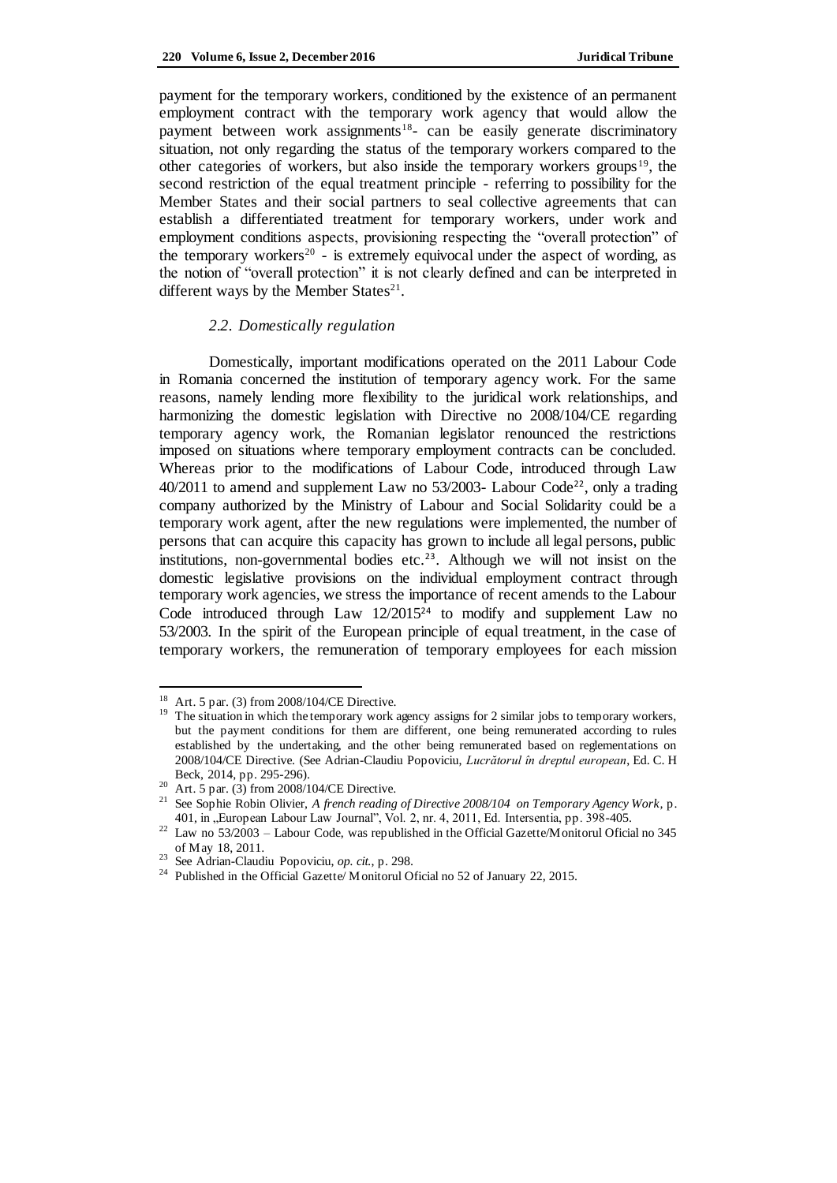payment for the temporary workers, conditioned by the existence of an permanent employment contract with the temporary work agency that would allow the payment between work assignments[18]- can be easily generate discriminatory situation, not only regarding the status of the temporary workers compared to the other categories of workers, but also inside the temporary workers groups[19], the second restriction of the equal treatment principle - referring to possibility for the Member States and their social partners to seal collective agreements that can establish a differentiated treatment for temporary workers, under work and employment conditions aspects, provisioning respecting the "overall protection" of the temporary workers[20] - is extremely equivocal under the aspect of wording, as the notion of "overall protection" it is not clearly defined and can be interpreted in different ways by the Member States[21].

### *2.2. Domestically regulation*

Domestically, important modifications operated on the 2011 Labour Code in Romania concerned the institution of temporary agency work. For the same reasons, namely lending more flexibility to the juridical work relationships, and harmonizing the domestic legislation with Directive no 2008/104/CE regarding temporary agency work, the Romanian legislator renounced the restrictions imposed on situations where temporary employment contracts can be concluded. Whereas prior to the modifications of Labour Code, introduced through Law 40/2011 to amend and supplement Law no 53/2003- Labour Code[22], only a trading company authorized by the Ministry of Labour and Social Solidarity could be a temporary work agent, after the new regulations were implemented, the number of persons that can acquire this capacity has grown to include all legal persons, public institutions, non-governmental bodies etc.[23]. Although we will not insist on the domestic legislative provisions on the individual employment contract through temporary work agencies, we stress the importance of recent amends to the Labour Code introduced through Law 12/2015[24] to modify and supplement Law no 53/2003. In the spirit of the European principle of equal treatment, in the case of temporary workers, the remuneration of temporary employees for each mission

---

[18] Art. 5 par. (3) from 2008/104/CE Directive.

[19] The situation in which the temporary work agency assigns for 2 similar jobs to temporary workers, but the payment conditions for them are different, one being remunerated according to rules established by the undertaking, and the other being remunerated based on reglementations on 2008/104/CE Directive. (See Adrian-Claudiu Popoviciu, *Lucrătorul în dreptul european*, Ed. C. H Beck, 2014, pp. 295-296).

[20] Art. 5 par. (3) from 2008/104/CE Directive.

[21] See Sophie Robin Olivier, *A french reading of Directive 2008/104 on Temporary Agency Work*, p. 401, in „European Labour Law Journal", Vol. 2, nr. 4, 2011, Ed. Intersentia, pp. 398-405.

[22] Law no 53/2003 – Labour Code, was republished in the Official Gazette/Monitorul Oficial no 345 of May 18, 2011.

[23] See Adrian-Claudiu Popoviciu, *op. cit.*, p. 298.

[24] Published in the Official Gazette/ Monitorul Oficial no 52 of January 22, 2015.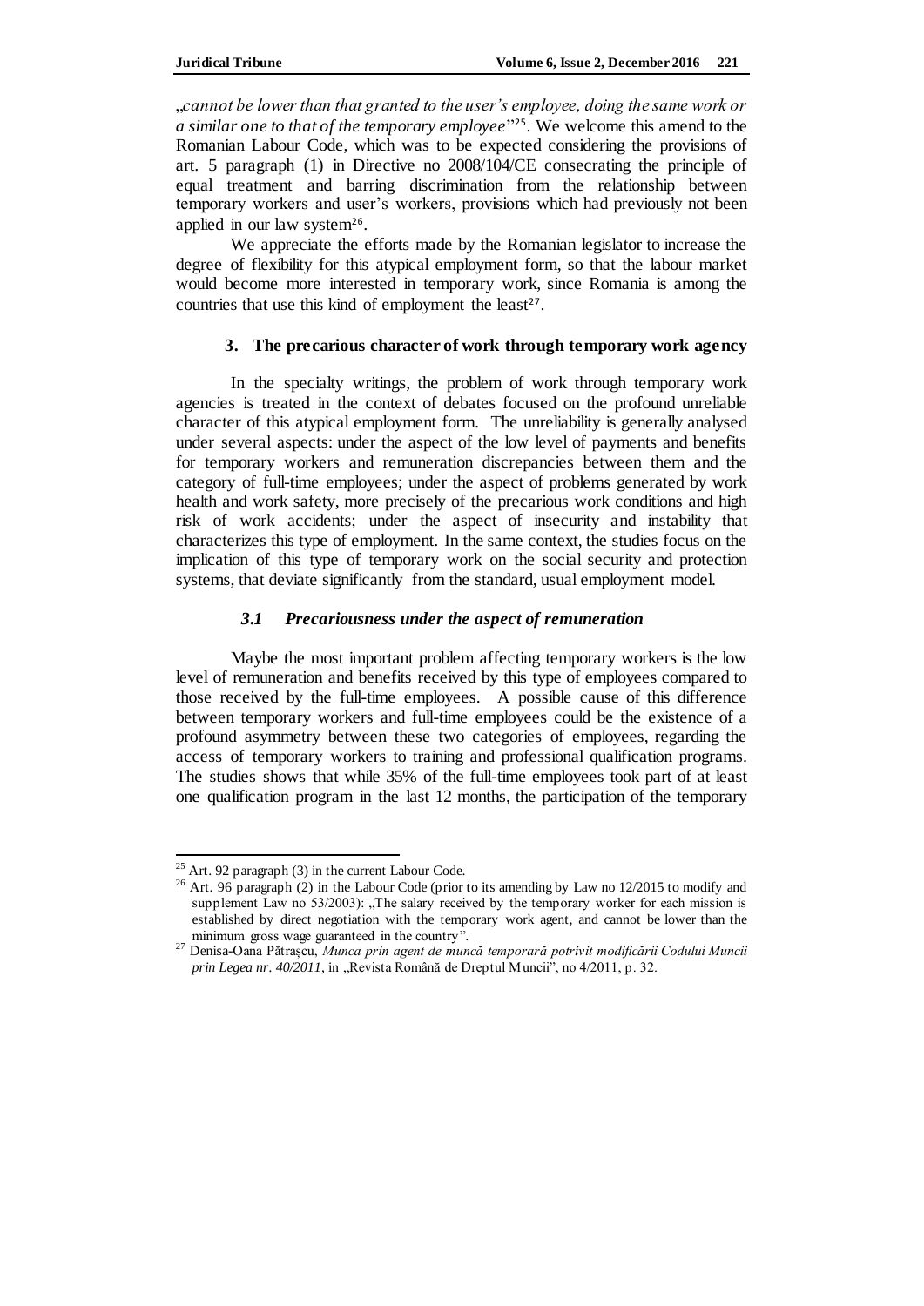„*cannot be lower than that granted to the user's employee, doing the same work or a similar one to that of the temporary employee*"[25]. We welcome this amend to the Romanian Labour Code, which was to be expected considering the provisions of art. 5 paragraph (1) in Directive no 2008/104/CE consecrating the principle of equal treatment and barring discrimination from the relationship between temporary workers and user's workers, provisions which had previously not been applied in our law system[26].

We appreciate the efforts made by the Romanian legislator to increase the degree of flexibility for this atypical employment form, so that the labour market would become more interested in temporary work, since Romania is among the countries that use this kind of employment the least[27].

## 3. The precarious character of work through temporary work agency

In the specialty writings, the problem of work through temporary work agencies is treated in the context of debates focused on the profound unreliable character of this atypical employment form. The unreliability is generally analysed under several aspects: under the aspect of the low level of payments and benefits for temporary workers and remuneration discrepancies between them and the category of full-time employees; under the aspect of problems generated by work health and work safety, more precisely of the precarious work conditions and high risk of work accidents; under the aspect of insecurity and instability that characterizes this type of employment. In the same context, the studies focus on the implication of this type of temporary work on the social security and protection systems, that deviate significantly from the standard, usual employment model.

### *3.1 Precariousness under the aspect of remuneration*

Maybe the most important problem affecting temporary workers is the low level of remuneration and benefits received by this type of employees compared to those received by the full-time employees. A possible cause of this difference between temporary workers and full-time employees could be the existence of a profound asymmetry between these two categories of employees, regarding the access of temporary workers to training and professional qualification programs. The studies shows that while 35% of the full-time employees took part of at least one qualification program in the last 12 months, the participation of the temporary

---

[25] Art. 92 paragraph (3) in the current Labour Code.

[26] Art. 96 paragraph (2) in the Labour Code (prior to its amending by Law no 12/2015 to modify and supplement Law no 53/2003): „The salary received by the temporary worker for each mission is established by direct negotiation with the temporary work agent, and cannot be lower than the minimum gross wage guaranteed in the country".

[27] Denisa-Oana Pătrașcu, *Munca prin agent de muncă temporară potrivit modificării Codului Muncii prin Legea nr. 40/2011*, in „Revista Română de Dreptul Muncii", no 4/2011, p. 32.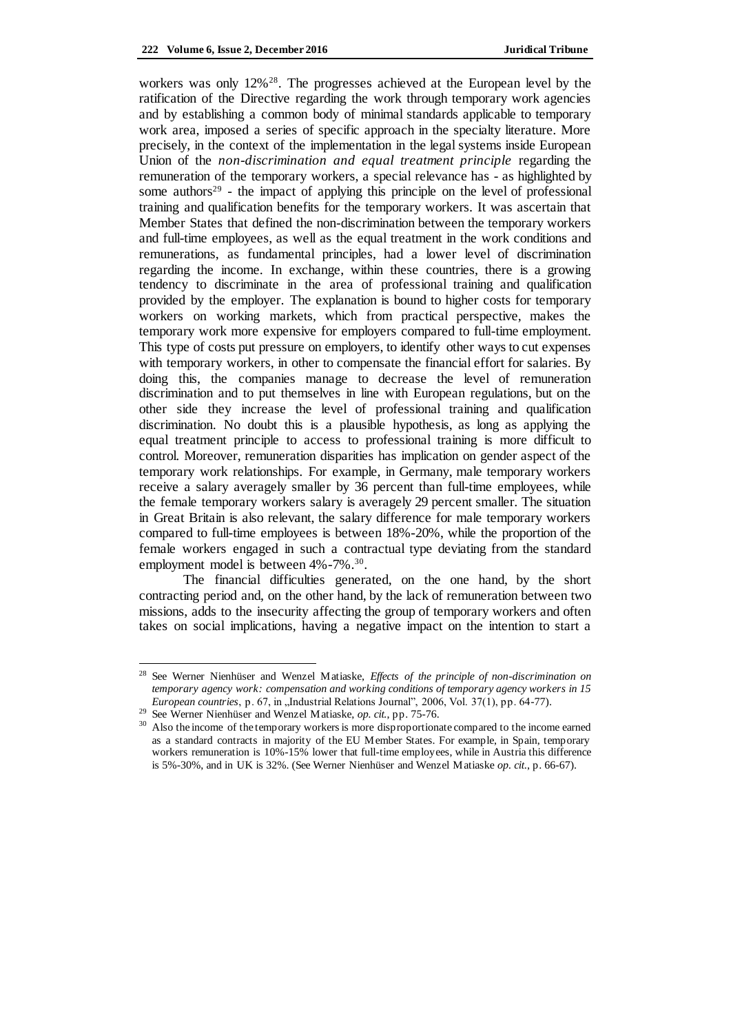workers was only 12%[28]. The progresses achieved at the European level by the ratification of the Directive regarding the work through temporary work agencies and by establishing a common body of minimal standards applicable to temporary work area, imposed a series of specific approach in the specialty literature. More precisely, in the context of the implementation in the legal systems inside European Union of the *non-discrimination and equal treatment principle* regarding the remuneration of the temporary workers, a special relevance has - as highlighted by some authors[29] - the impact of applying this principle on the level of professional training and qualification benefits for the temporary workers. It was ascertain that Member States that defined the non-discrimination between the temporary workers and full-time employees, as well as the equal treatment in the work conditions and remunerations, as fundamental principles, had a lower level of discrimination regarding the income. In exchange, within these countries, there is a growing tendency to discriminate in the area of professional training and qualification provided by the employer. The explanation is bound to higher costs for temporary workers on working markets, which from practical perspective, makes the temporary work more expensive for employers compared to full-time employment. This type of costs put pressure on employers, to identify other ways to cut expenses with temporary workers, in other to compensate the financial effort for salaries. By doing this, the companies manage to decrease the level of remuneration discrimination and to put themselves in line with European regulations, but on the other side they increase the level of professional training and qualification discrimination. No doubt this is a plausible hypothesis, as long as applying the equal treatment principle to access to professional training is more difficult to control. Moreover, remuneration disparities has implication on gender aspect of the temporary work relationships. For example, in Germany, male temporary workers receive a salary averagely smaller by 36 percent than full-time employees, while the female temporary workers salary is averagely 29 percent smaller. The situation in Great Britain is also relevant, the salary difference for male temporary workers compared to full-time employees is between 18%-20%, while the proportion of the female workers engaged in such a contractual type deviating from the standard employment model is between 4%-7%.[30].

The financial difficulties generated, on the one hand, by the short contracting period and, on the other hand, by the lack of remuneration between two missions, adds to the insecurity affecting the group of temporary workers and often takes on social implications, having a negative impact on the intention to start a

---

[28] See Werner Nienhüser and Wenzel Matiaske, *Effects of the principle of non-discrimination on temporary agency work: compensation and working conditions of temporary agency workers in 15 European countries*, p. 67, in „Industrial Relations Journal", 2006, Vol. 37(1), pp. 64-77).

[29] See Werner Nienhüser and Wenzel Matiaske, *op. cit.*, pp. 75-76.

[30] Also the income of the temporary workers is more disproportionate compared to the income earned as a standard contracts in majority of the EU Member States. For example, in Spain, temporary workers remuneration is 10%-15% lower that full-time employees, while in Austria this difference is 5%-30%, and in UK is 32%. (See Werner Nienhüser and Wenzel Matiaske *op. cit.*, p. 66-67).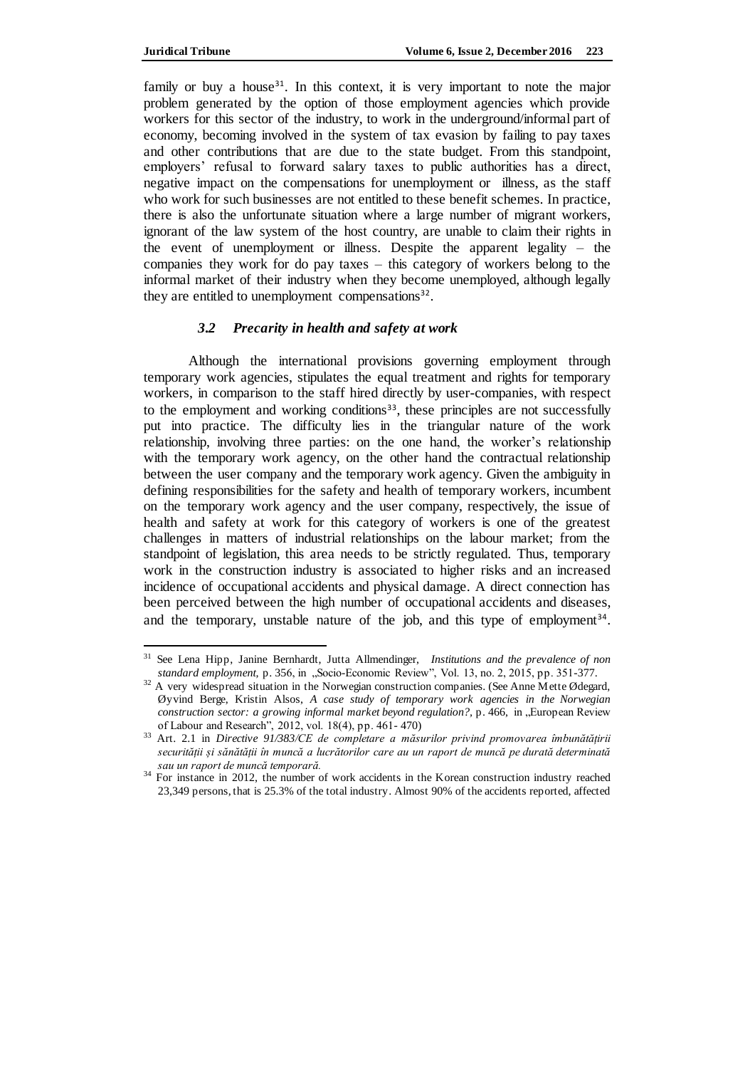family or buy a house[31]. In this context, it is very important to note the major problem generated by the option of those employment agencies which provide workers for this sector of the industry, to work in the underground/informal part of economy, becoming involved in the system of tax evasion by failing to pay taxes and other contributions that are due to the state budget. From this standpoint, employers' refusal to forward salary taxes to public authorities has a direct, negative impact on the compensations for unemployment or illness, as the staff who work for such businesses are not entitled to these benefit schemes. In practice, there is also the unfortunate situation where a large number of migrant workers, ignorant of the law system of the host country, are unable to claim their rights in the event of unemployment or illness. Despite the apparent legality – the companies they work for do pay taxes – this category of workers belong to the informal market of their industry when they become unemployed, although legally they are entitled to unemployment compensations[32].

### *3.2 Precarity in health and safety at work*

Although the international provisions governing employment through temporary work agencies, stipulates the equal treatment and rights for temporary workers, in comparison to the staff hired directly by user-companies, with respect to the employment and working conditions[33], these principles are not successfully put into practice. The difficulty lies in the triangular nature of the work relationship, involving three parties: on the one hand, the worker's relationship with the temporary work agency, on the other hand the contractual relationship between the user company and the temporary work agency. Given the ambiguity in defining responsibilities for the safety and health of temporary workers, incumbent on the temporary work agency and the user company, respectively, the issue of health and safety at work for this category of workers is one of the greatest challenges in matters of industrial relationships on the labour market; from the standpoint of legislation, this area needs to be strictly regulated. Thus, temporary work in the construction industry is associated to higher risks and an increased incidence of occupational accidents and physical damage. A direct connection has been perceived between the high number of occupational accidents and diseases, and the temporary, unstable nature of the job, and this type of employment[34].

---

[31] See Lena Hipp, Janine Bernhardt, Jutta Allmendinger, *Institutions and the prevalence of non standard employment,* p. 356, in „Socio-Economic Review", Vol. 13, no. 2, 2015, pp. 351-377.

[32] A very widespread situation in the Norwegian construction companies. (See Anne Mette Ødegard, Øyvind Berge, Kristin Alsos, *A case study of temporary work agencies in the Norwegian construction sector: a growing informal market beyond regulation?,* p. 466, in „European Review of Labour and Research", 2012, vol. 18(4), pp. 461- 470)

[33] Art. 2.1 in *Directive 91/383/CE de completare a măsurilor privind promovarea îmbunătățirii securității și sănătății în muncă a lucrătorilor care au un raport de muncă pe durată determinată sau un raport de muncă temporară.*

[34] For instance in 2012, the number of work accidents in the Korean construction industry reached 23,349 persons, that is 25.3% of the total industry. Almost 90% of the accidents reported, affected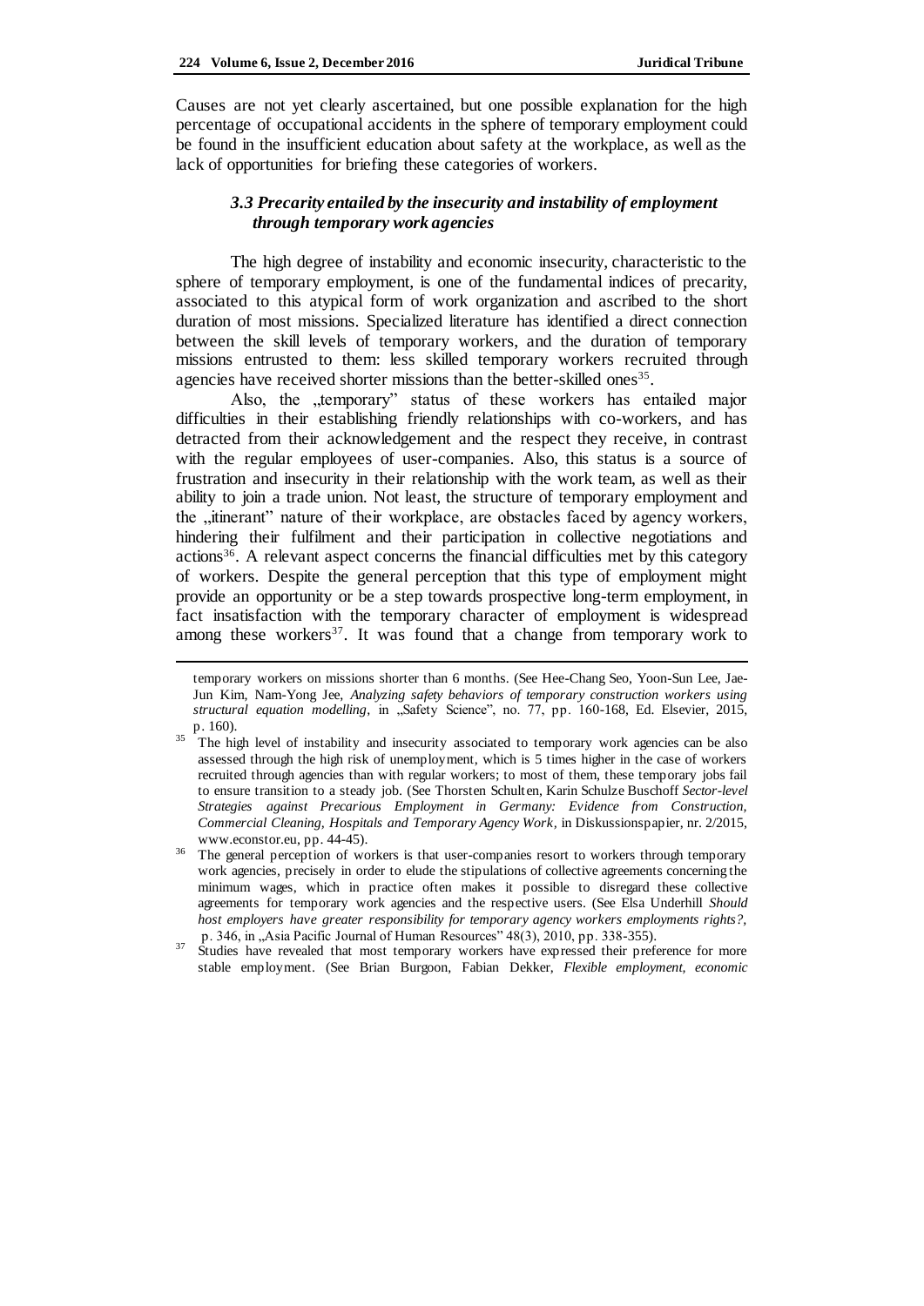Causes are not yet clearly ascertained, but one possible explanation for the high percentage of occupational accidents in the sphere of temporary employment could be found in the insufficient education about safety at the workplace, as well as the lack of opportunities for briefing these categories of workers.

### *3.3 Precarity entailed by the insecurity and instability of employment through temporary work agencies*

The high degree of instability and economic insecurity, characteristic to the sphere of temporary employment, is one of the fundamental indices of precarity, associated to this atypical form of work organization and ascribed to the short duration of most missions. Specialized literature has identified a direct connection between the skill levels of temporary workers, and the duration of temporary missions entrusted to them: less skilled temporary workers recruited through agencies have received shorter missions than the better-skilled ones[35].

Also, the „temporary" status of these workers has entailed major difficulties in their establishing friendly relationships with co-workers, and has detracted from their acknowledgement and the respect they receive, in contrast with the regular employees of user-companies. Also, this status is a source of frustration and insecurity in their relationship with the work team, as well as their ability to join a trade union. Not least, the structure of temporary employment and the „itinerant" nature of their workplace, are obstacles faced by agency workers, hindering their fulfilment and their participation in collective negotiations and actions[36]. A relevant aspect concerns the financial difficulties met by this category of workers. Despite the general perception that this type of employment might provide an opportunity or be a step towards prospective long-term employment, in fact insatisfaction with the temporary character of employment is widespread among these workers[37]. It was found that a change from temporary work to

---

temporary workers on missions shorter than 6 months. (See Hee-Chang Seo, Yoon-Sun Lee, Jae-Jun Kim, Nam-Yong Jee, *Analyzing safety behaviors of temporary construction workers using structural equation modelling*, in „Safety Science", no. 77, pp. 160-168, Ed. Elsevier, 2015, p. 160).

[35] The high level of instability and insecurity associated to temporary work agencies can be also assessed through the high risk of unemployment, which is 5 times higher in the case of workers recruited through agencies than with regular workers; to most of them, these temporary jobs fail to ensure transition to a steady job. (See Thorsten Schulten, Karin Schulze Buschoff *Sector-level Strategies against Precarious Employment in Germany: Evidence from Construction, Commercial Cleaning, Hospitals and Temporary Agency Work*, in Diskussionspapier, nr. 2/2015, www.econstor.eu, pp. 44-45).

[36] The general perception of workers is that user-companies resort to workers through temporary work agencies, precisely in order to elude the stipulations of collective agreements concerning the minimum wages, which in practice often makes it possible to disregard these collective agreements for temporary work agencies and the respective users. (See Elsa Underhill *Should host employers have greater responsibility for temporary agency workers employments rights?*, p. 346, in „Asia Pacific Journal of Human Resources" 48(3), 2010, pp. 338-355).

[37] Studies have revealed that most temporary workers have expressed their preference for more stable employment. (See Brian Burgoon, Fabian Dekker, *Flexible employment, economic*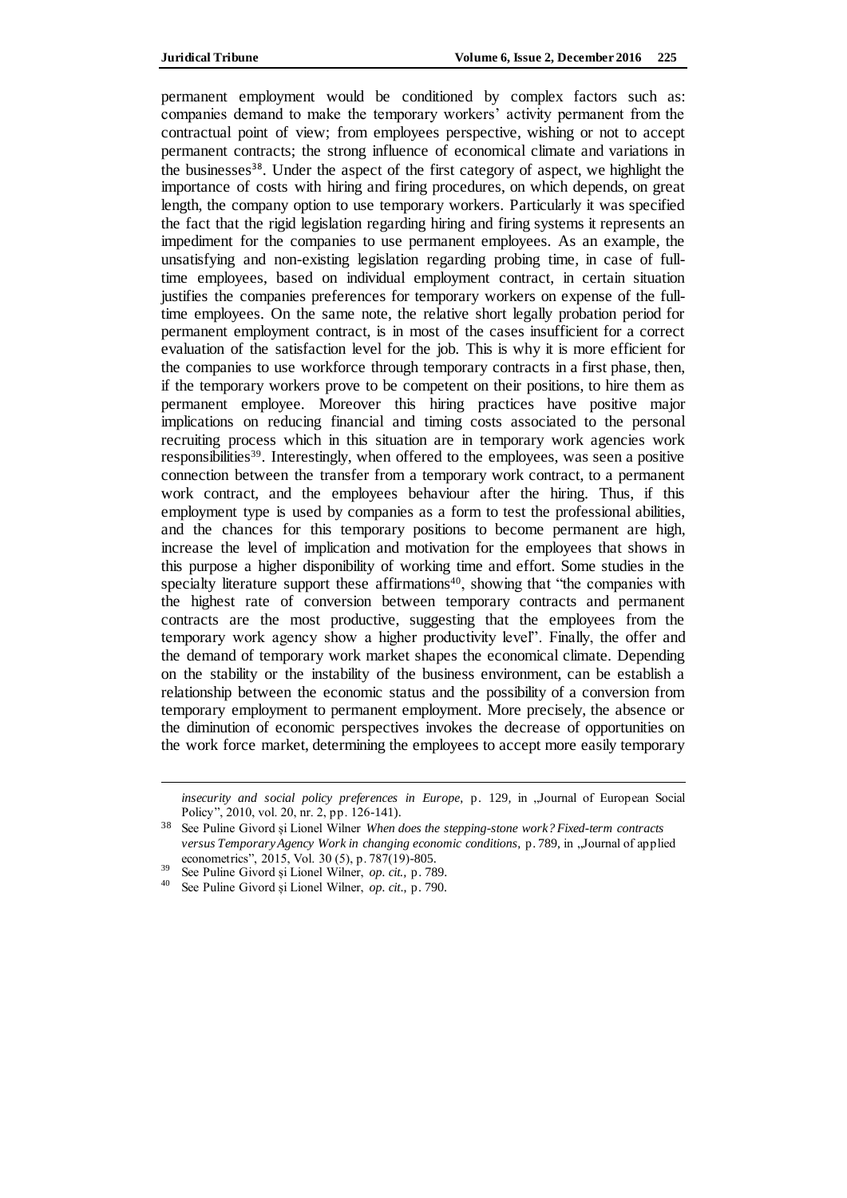permanent employment would be conditioned by complex factors such as: companies demand to make the temporary workers' activity permanent from the contractual point of view; from employees perspective, wishing or not to accept permanent contracts; the strong influence of economical climate and variations in the businesses[38]. Under the aspect of the first category of aspect, we highlight the importance of costs with hiring and firing procedures, on which depends, on great length, the company option to use temporary workers. Particularly it was specified the fact that the rigid legislation regarding hiring and firing systems it represents an impediment for the companies to use permanent employees. As an example, the unsatisfying and non-existing legislation regarding probing time, in case of full-time employees, based on individual employment contract, in certain situation justifies the companies preferences for temporary workers on expense of the full-time employees. On the same note, the relative short legally probation period for permanent employment contract, is in most of the cases insufficient for a correct evaluation of the satisfaction level for the job. This is why it is more efficient for the companies to use workforce through temporary contracts in a first phase, then, if the temporary workers prove to be competent on their positions, to hire them as permanent employee. Moreover this hiring practices have positive major implications on reducing financial and timing costs associated to the personal recruiting process which in this situation are in temporary work agencies work responsibilities[39]. Interestingly, when offered to the employees, was seen a positive connection between the transfer from a temporary work contract, to a permanent work contract, and the employees behaviour after the hiring. Thus, if this employment type is used by companies as a form to test the professional abilities, and the chances for this temporary positions to become permanent are high, increase the level of implication and motivation for the employees that shows in this purpose a higher disponibility of working time and effort. Some studies in the specialty literature support these affirmations[40], showing that "the companies with the highest rate of conversion between temporary contracts and permanent contracts are the most productive, suggesting that the employees from the temporary work agency show a higher productivity level". Finally, the offer and the demand of temporary work market shapes the economical climate. Depending on the stability or the instability of the business environment, can be establish a relationship between the economic status and the possibility of a conversion from temporary employment to permanent employment. More precisely, the absence or the diminution of economic perspectives invokes the decrease of opportunities on the work force market, determining the employees to accept more easily temporary

---

*insecurity and social policy preferences in Europe*, p. 129, in „Journal of European Social Policy", 2010, vol. 20, nr. 2, pp. 126-141).

[38] See Puline Givord și Lionel Wilner *When does the stepping-stone work? Fixed-term contracts versus Temporary Agency Work in changing economic conditions*, p. 789, in „Journal of applied econometrics", 2015, Vol. 30 (5), p. 787(19)-805.

[39] See Puline Givord și Lionel Wilner, *op. cit.,* p. 789.

[40] See Puline Givord și Lionel Wilner, *op. cit.,* p. 790.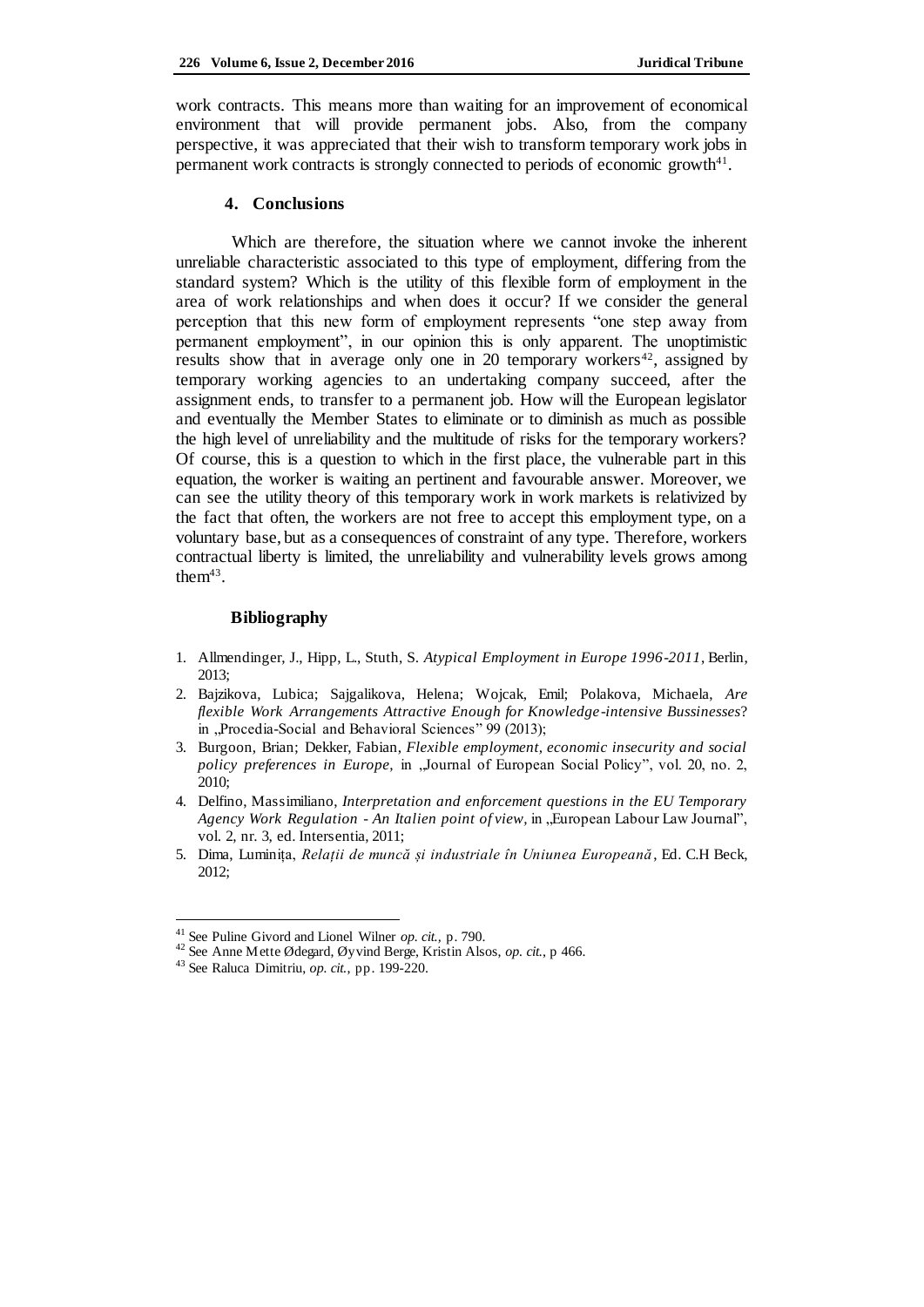work contracts. This means more than waiting for an improvement of economical environment that will provide permanent jobs. Also, from the company perspective, it was appreciated that their wish to transform temporary work jobs in permanent work contracts is strongly connected to periods of economic growth[41].

## 4. Conclusions

Which are therefore, the situation where we cannot invoke the inherent unreliable characteristic associated to this type of employment, differing from the standard system? Which is the utility of this flexible form of employment in the area of work relationships and when does it occur? If we consider the general perception that this new form of employment represents "one step away from permanent employment", in our opinion this is only apparent. The unoptimistic results show that in average only one in 20 temporary workers[42], assigned by temporary working agencies to an undertaking company succeed, after the assignment ends, to transfer to a permanent job. How will the European legislator and eventually the Member States to eliminate or to diminish as much as possible the high level of unreliability and the multitude of risks for the temporary workers? Of course, this is a question to which in the first place, the vulnerable part in this equation, the worker is waiting an pertinent and favourable answer. Moreover, we can see the utility theory of this temporary work in work markets is relativized by the fact that often, the workers are not free to accept this employment type, on a voluntary base, but as a consequences of constraint of any type. Therefore, workers contractual liberty is limited, the unreliability and vulnerability levels grows among them[43].

## Bibliography

1. Allmendinger, J., Hipp, L., Stuth, S. *Atypical Employment in Europe 1996-2011*, Berlin, 2013;
2. Bajzikova, Lubica; Sajgalikova, Helena; Wojcak, Emil; Polakova, Michaela, *Are flexible Work Arrangements Attractive Enough for Knowledge-intensive Bussinesses*? in „Procedia-Social and Behavioral Sciences" 99 (2013);
3. Burgoon, Brian; Dekker, Fabian, *Flexible employment, economic insecurity and social policy preferences in Europe*, in „Journal of European Social Policy", vol. 20, no. 2, 2010;
4. Delfino, Massimiliano, *Interpretation and enforcement questions in the EU Temporary Agency Work Regulation - An Italien point of view*, in „European Labour Law Journal", vol. 2, nr. 3, ed. Intersentia, 2011;
5. Dima, Luminița, *Relații de muncă și industriale în Uniunea Europeană*, Ed. C.H Beck, 2012;

---

[41] See Puline Givord and Lionel Wilner *op. cit.*, p. 790.

[42] See Anne Mette Ødegard, Øyvind Berge, Kristin Alsos, *op. cit.*, p 466.

[43] See Raluca Dimitriu, *op. cit.*, pp. 199-220.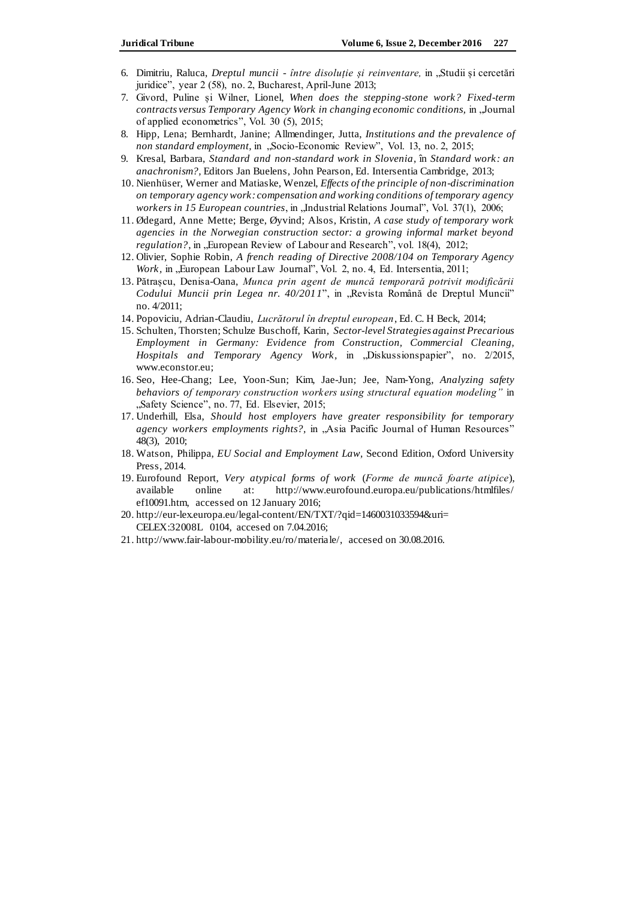6. Dimitriu, Raluca, *Dreptul muncii - între disoluție și reinventare,* in „Studii și cercetări juridice", year 2 (58), no. 2, Bucharest, April-June 2013;
7. Givord, Puline și Wilner, Lionel, *When does the stepping-stone work? Fixed-term contracts versus Temporary Agency Work in changing economic conditions,* in „Journal of applied econometrics", Vol. 30 (5), 2015;
8. Hipp, Lena; Bernhardt, Janine; Allmendinger, Jutta, *Institutions and the prevalence of non standard employment,* in „Socio-Economic Review", Vol. 13, no. 2, 2015;
9. Kresal, Barbara, *Standard and non-standard work in Slovenia*, în *Standard work: an anachronism?*, Editors Jan Buelens, John Pearson, Ed. Intersentia Cambridge, 2013;
10. Nienhüser, Werner and Matiaske, Wenzel, *Effects of the principle of non-discrimination on temporary agency work: compensation and working conditions of temporary agency workers in 15 European countries*, in „Industrial Relations Journal", Vol. 37(1), 2006;
11. Ødegard, Anne Mette; Berge, Øyvind; Alsos, Kristin, *A case study of temporary work agencies in the Norwegian construction sector: a growing informal market beyond regulation?*, in „European Review of Labour and Research", vol. 18(4), 2012;
12. Olivier, Sophie Robin, *A french reading of Directive 2008/104 on Temporary Agency Work,* in „European Labour Law Journal", Vol. 2, no. 4, Ed. Intersentia, 2011;
13. Pătrașcu, Denisa-Oana, *Munca prin agent de muncă temporară potrivit modificării Codului Muncii prin Legea nr. 40/2011*", in „Revista Română de Dreptul Muncii" no. 4/2011;
14. Popoviciu, Adrian-Claudiu, *Lucrătorul în dreptul european*, Ed. C. H Beck, 2014;
15. Schulten, Thorsten; Schulze Buschoff, Karin, *Sector-level Strategies against Precarious Employment in Germany: Evidence from Construction, Commercial Cleaning, Hospitals and Temporary Agency Work*, in „Diskussionspapier", no. 2/2015, www.econstor.eu;
16. Seo, Hee-Chang; Lee, Yoon-Sun; Kim, Jae-Jun; Jee, Nam-Yong, *Analyzing safety behaviors of temporary construction workers using structural equation modeling"* in „Safety Science", no. 77, Ed. Elsevier, 2015;
17. Underhill, Elsa, *Should host employers have greater responsibility for temporary agency workers employments rights?,* in „Asia Pacific Journal of Human Resources" 48(3), 2010;
18. Watson, Philippa, *EU Social and Employment Law,* Second Edition, Oxford University Press, 2014.
19. Eurofound Report, *Very atypical forms of work* (*Forme de muncă foarte atipice*), available online at: http://www.eurofound.europa.eu/publications/htmlfiles/ef10091.htm, accessed on 12 January 2016;
20. http://eur-lex.europa.eu/legal-content/EN/TXT/?qid=1460031033594&uri=CELEX:32008L0104, accesed on 7.04.2016;
21. http://www.fair-labour-mobility.eu/ro/materiale/, accesed on 30.08.2016.